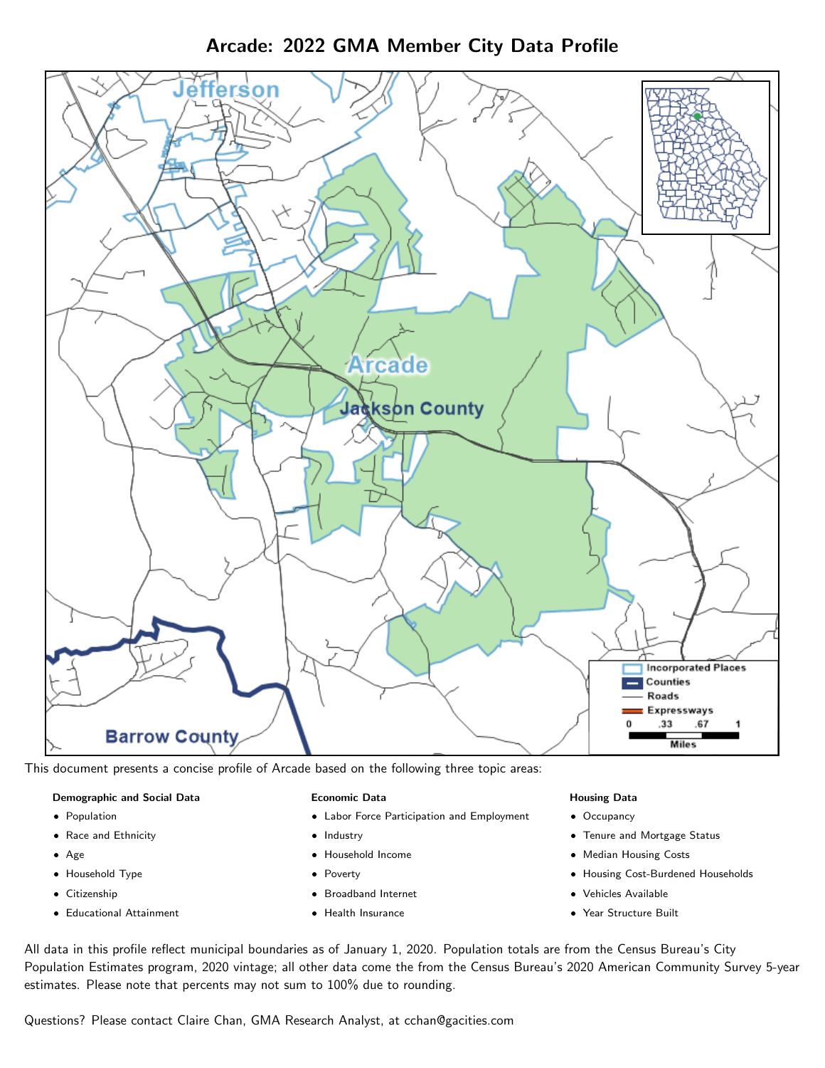# Arcade: 2022 GMA Member City Data Profile

This document presents a concise profile of Arcade based on the following three topic areas:

**Demographic and Social Data**

- Population
- Race and Ethnicity
- Age
- Household Type
- Citizenship
- Educational Attainment

**Economic Data**

- Labor Force Participation and Employment
- Industry
- Household Income
- Poverty
- Broadband Internet
- Health Insurance

**Housing Data**

- Occupancy
- Tenure and Mortgage Status
- Median Housing Costs
- Housing Cost-Burdened Households
- Vehicles Available
- Year Structure Built

All data in this profile reflect municipal boundaries as of January 1, 2020. Population totals are from the Census Bureau's City Population Estimates program, 2020 vintage; all other data come the from the Census Bureau's 2020 American Community Survey 5-year estimates. Please note that percents may not sum to 100% due to rounding.

Questions? Please contact Claire Chan, GMA Research Analyst, at cchan@gacities.com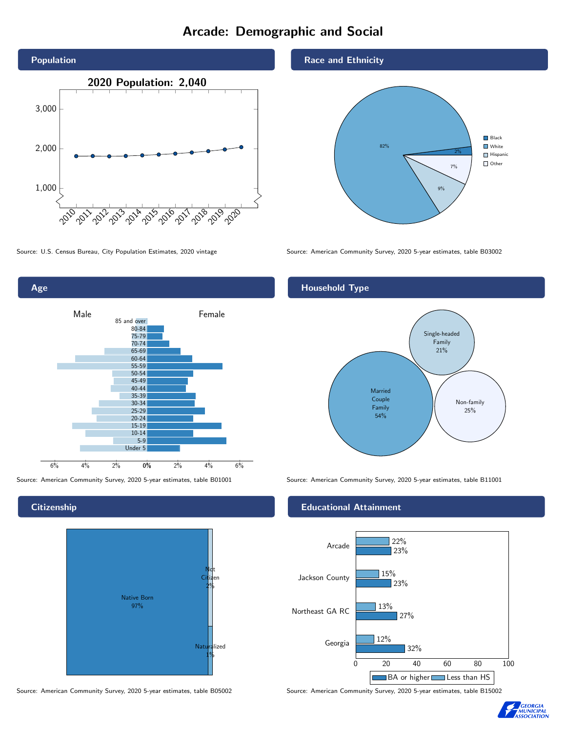# Arcade: Demographic and Social

## Population

2020 Population: 2,040

Source: U.S. Census Bureau, City Population Estimates, 2020 vintage

## Race and Ethnicity

| Group | Percent |
|---|---|
| Black | 2% |
| White | 82% |
| Hispanic | 9% |
| Other | 7% |

Source: American Community Survey, 2020 5-year estimates, table B03002

## Age

Male / Female

Age groups: 85 and over, 80-84, 75-79, 70-74, 65-69, 60-64, 55-59, 50-54, 45-49, 40-44, 35-39, 30-34, 25-29, 20-24, 15-19, 10-14, 5-9, Under 5

Source: American Community Survey, 2020 5-year estimates, table B01001

## Household Type

| Household Type | Percent |
|---|---|
| Married Couple Family | 54% |
| Single-headed Family | 21% |
| Non-family | 25% |

Source: American Community Survey, 2020 5-year estimates, table B11001

## Citizenship

| Status | Percent |
|---|---|
| Native Born | 97% |
| Not Citizen | 2% |
| Naturalized | 1% |

Source: American Community Survey, 2020 5-year estimates, table B05002

## Educational Attainment

| Area | Less than HS | BA or higher |
|---|---|---|
| Arcade | 22% | 23% |
| Jackson County | 15% | 23% |
| Northeast GA RC | 13% | 27% |
| Georgia | 12% | 32% |

Source: American Community Survey, 2020 5-year estimates, table B15002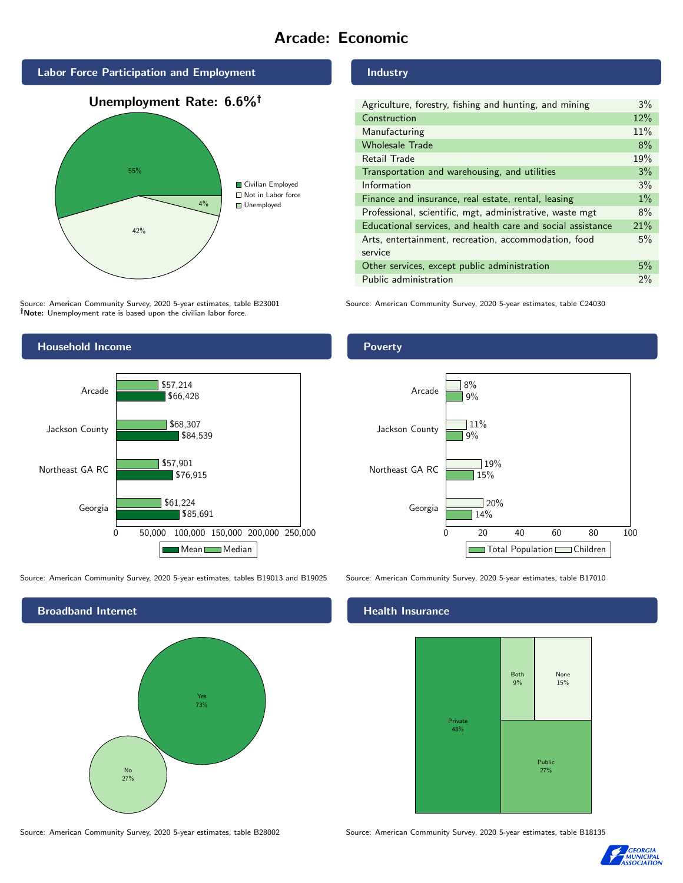# Arcade: Economic

## Labor Force Participation and Employment

**Unemployment Rate: 6.6%†**

| Category | Percent |
|---|---|
| Civilian Employed | 55% |
| Not in Labor force | 42% |
| Unemployed | 4% |

Source: American Community Survey, 2020 5-year estimates, table B23001
**†Note:** Unemployment rate is based upon the civilian labor force.

## Industry

| Industry | Percent |
|---|---|
| Agriculture, forestry, fishing and hunting, and mining | 3% |
| Construction | 12% |
| Manufacturing | 11% |
| Wholesale Trade | 8% |
| Retail Trade | 19% |
| Transportation and warehousing, and utilities | 3% |
| Information | 3% |
| Finance and insurance, real estate, rental, leasing | 1% |
| Professional, scientific, mgt, administrative, waste mgt | 8% |
| Educational services, and health care and social assistance | 21% |
| Arts, entertainment, recreation, accommodation, food service | 5% |
| Other services, except public administration | 5% |
| Public administration | 2% |

Source: American Community Survey, 2020 5-year estimates, table C24030

## Household Income

| | Median | Mean |
|---|---|---|
| Arcade | $57,214 | $66,428 |
| Jackson County | $68,307 | $84,539 |
| Northeast GA RC | $57,901 | $76,915 |
| Georgia | $61,224 | $85,691 |

Source: American Community Survey, 2020 5-year estimates, tables B19013 and B19025

## Poverty

| | Children | Total Population |
|---|---|---|
| Arcade | 8% | 9% |
| Jackson County | 11% | 9% |
| Northeast GA RC | 19% | 15% |
| Georgia | 20% | 14% |

Source: American Community Survey, 2020 5-year estimates, table B17010

## Broadband Internet

| | Percent |
|---|---|
| Yes | 73% |
| No | 27% |

Source: American Community Survey, 2020 5-year estimates, table B28002

## Health Insurance

| | Percent |
|---|---|
| Private | 48% |
| Public | 27% |
| Both | 9% |
| None | 15% |

Source: American Community Survey, 2020 5-year estimates, table B18135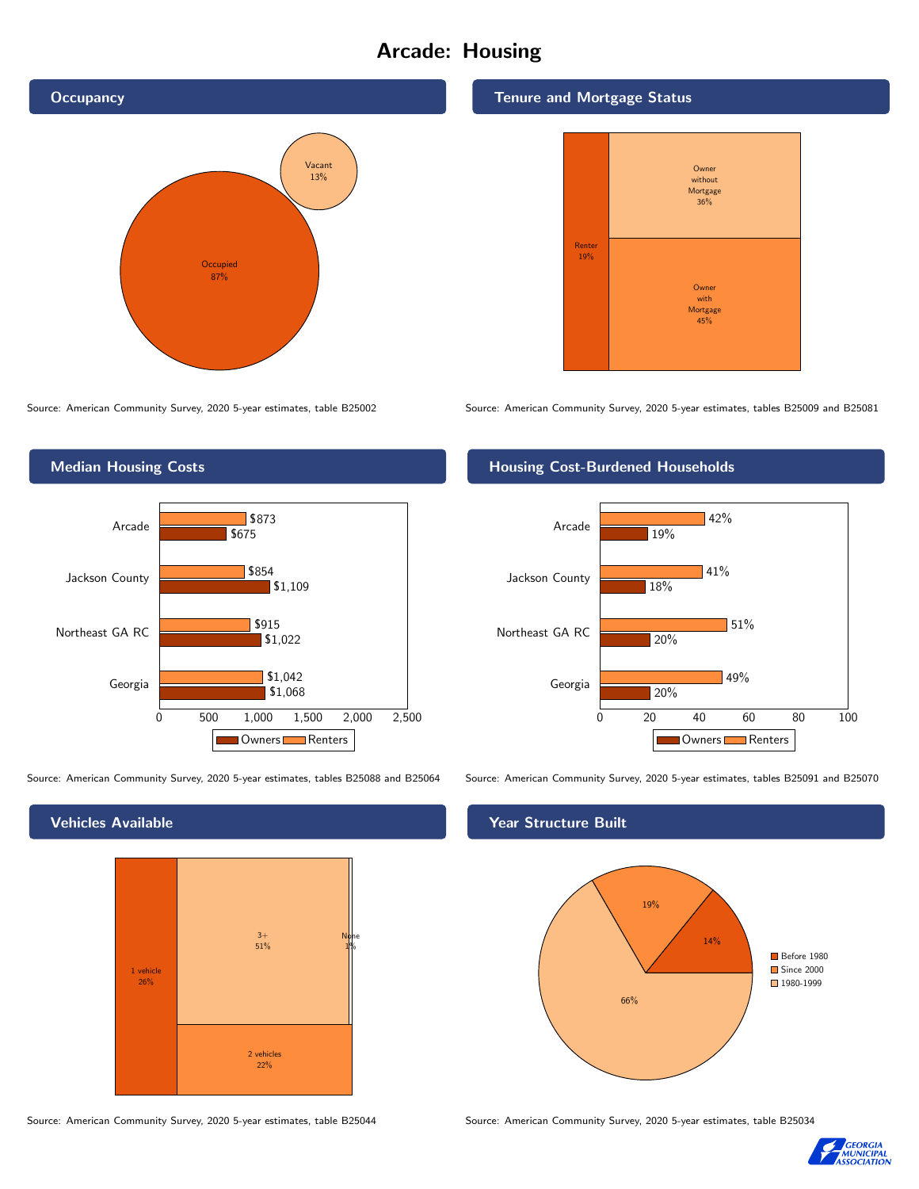# Arcade: Housing

## Occupancy

Vacant
13%

Occupied
87%

Source: American Community Survey, 2020 5-year estimates, table B25002

## Tenure and Mortgage Status

Renter
19%

Owner
without
Mortgage
36%

Owner
with
Mortgage
45%

Source: American Community Survey, 2020 5-year estimates, tables B25009 and B25081

## Median Housing Costs

Arcade
$873
$675

Jackson County
$854
$1,109

Northeast GA RC
$915
$1,022

Georgia
$1,042
$1,068

0 500 1,000 1,500 2,000 2,500

Owners Renters

Source: American Community Survey, 2020 5-year estimates, tables B25088 and B25064

## Housing Cost-Burdened Households

Arcade
42%
19%

Jackson County
41%
18%

Northeast GA RC
51%
20%

Georgia
49%
20%

0 20 40 60 80 100

Owners Renters

Source: American Community Survey, 2020 5-year estimates, tables B25091 and B25070

## Vehicles Available

1 vehicle
26%

3+
51%

None
1%

2 vehicles
22%

Source: American Community Survey, 2020 5-year estimates, table B25044

## Year Structure Built

19%

14%

66%

Before 1980
Since 2000
1980-1999

Source: American Community Survey, 2020 5-year estimates, table B25034